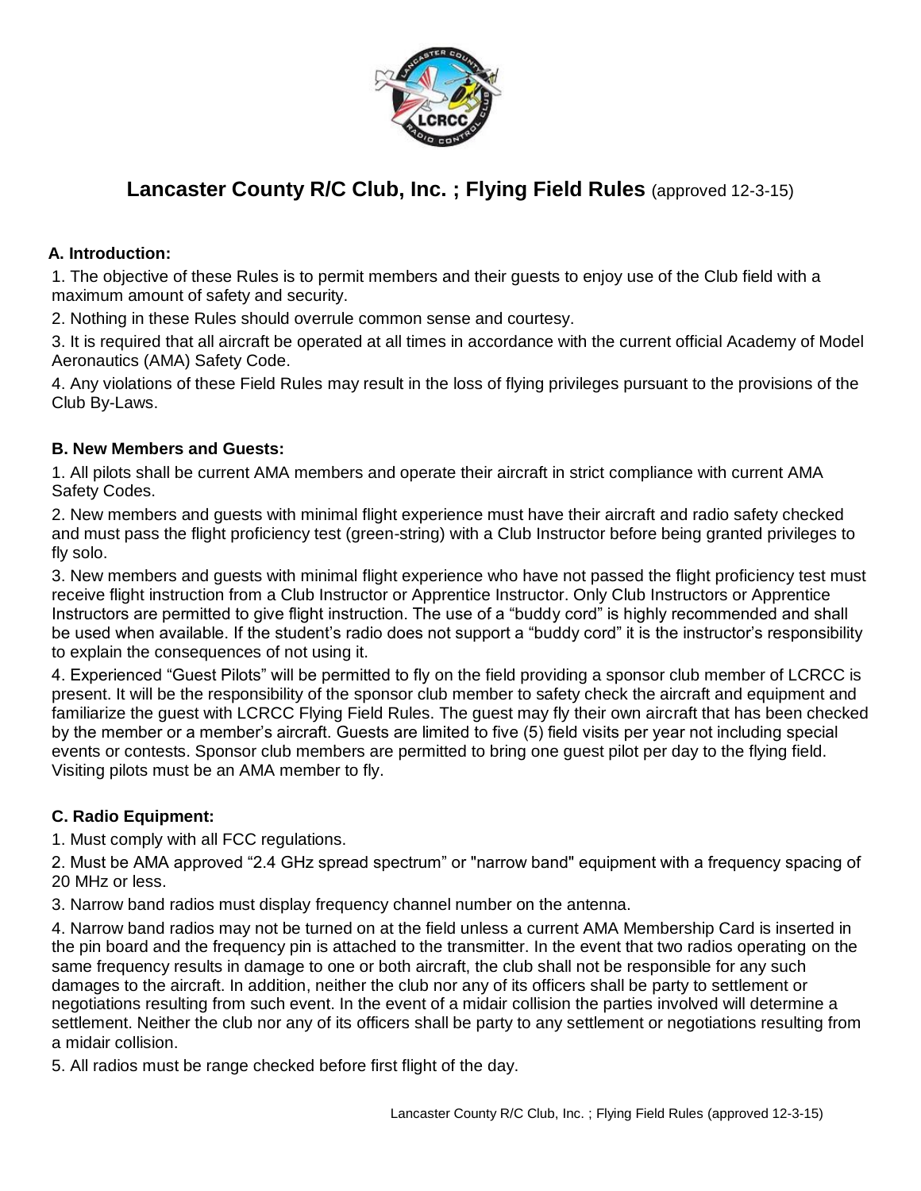# Lancaster County R/C Club, Inc. ; Flying Field Rules (approved 12-3-15)

### A. Introduction:

1. The objective of these Rules is to permit members and their guests to enjoy use of the Club field with a maximum amount of safety and security.
2. Nothing in these Rules should overrule common sense and courtesy.
3. It is required that all aircraft be operated at all times in accordance with the current official Academy of Model Aeronautics (AMA) Safety Code.
4. Any violations of these Field Rules may result in the loss of flying privileges pursuant to the provisions of the Club By-Laws.

### B. New Members and Guests:

1. All pilots shall be current AMA members and operate their aircraft in strict compliance with current AMA Safety Codes.
2. New members and guests with minimal flight experience must have their aircraft and radio safety checked and must pass the flight proficiency test (green-string) with a Club Instructor before being granted privileges to fly solo.
3. New members and guests with minimal flight experience who have not passed the flight proficiency test must receive flight instruction from a Club Instructor or Apprentice Instructor. Only Club Instructors or Apprentice Instructors are permitted to give flight instruction. The use of a "buddy cord" is highly recommended and shall be used when available. If the student's radio does not support a "buddy cord" it is the instructor's responsibility to explain the consequences of not using it.
4. Experienced "Guest Pilots" will be permitted to fly on the field providing a sponsor club member of LCRCC is present. It will be the responsibility of the sponsor club member to safety check the aircraft and equipment and familiarize the guest with LCRCC Flying Field Rules. The guest may fly their own aircraft that has been checked by the member or a member's aircraft. Guests are limited to five (5) field visits per year not including special events or contests. Sponsor club members are permitted to bring one guest pilot per day to the flying field. Visiting pilots must be an AMA member to fly.

### C. Radio Equipment:

1. Must comply with all FCC regulations.
2. Must be AMA approved "2.4 GHz spread spectrum" or "narrow band" equipment with a frequency spacing of 20 MHz or less.
3. Narrow band radios must display frequency channel number on the antenna.
4. Narrow band radios may not be turned on at the field unless a current AMA Membership Card is inserted in the pin board and the frequency pin is attached to the transmitter. In the event that two radios operating on the same frequency results in damage to one or both aircraft, the club shall not be responsible for any such damages to the aircraft. In addition, neither the club nor any of its officers shall be party to settlement or negotiations resulting from such event. In the event of a midair collision the parties involved will determine a settlement. Neither the club nor any of its officers shall be party to any settlement or negotiations resulting from a midair collision.
5. All radios must be range checked before first flight of the day.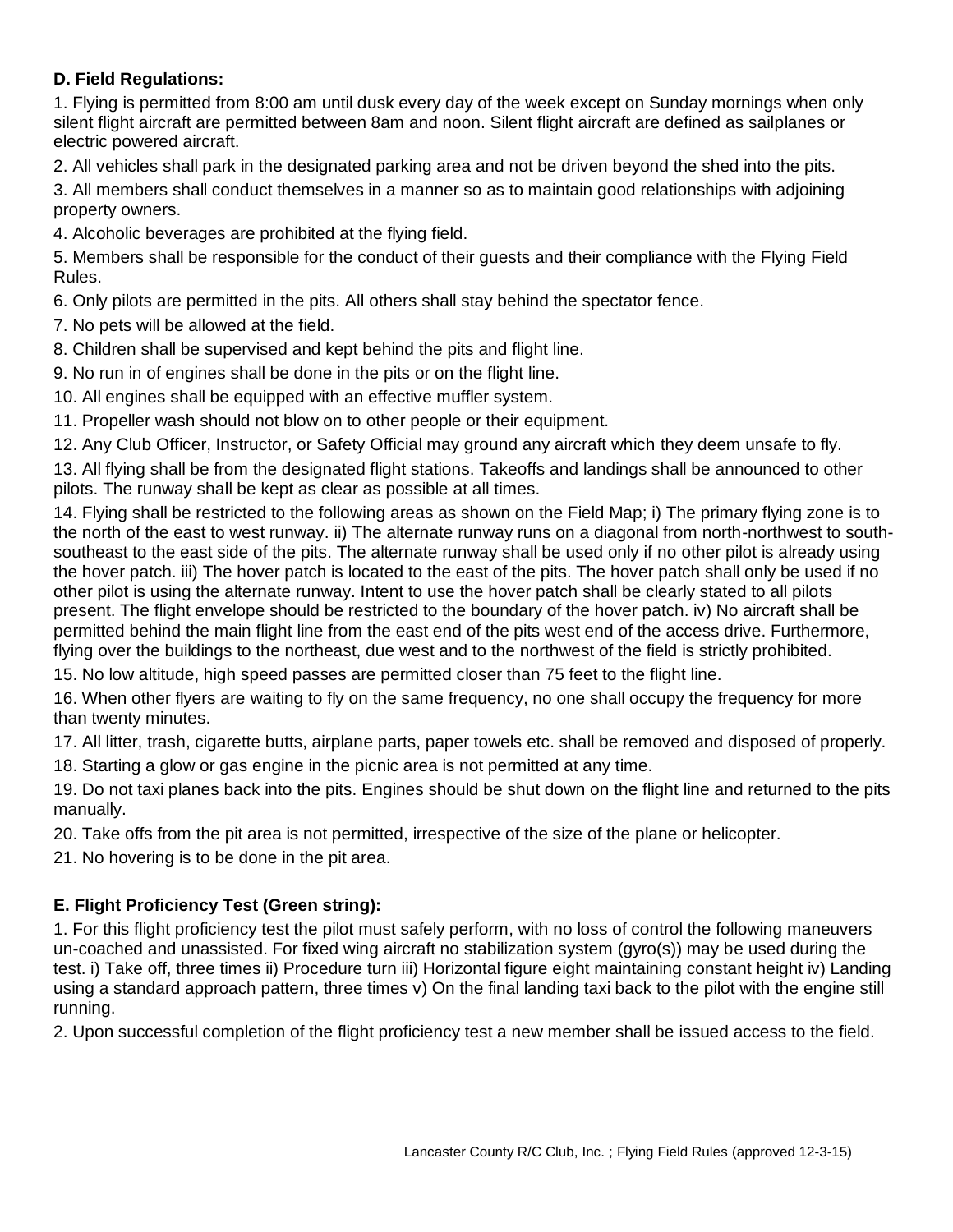**D. Field Regulations:**

1. Flying is permitted from 8:00 am until dusk every day of the week except on Sunday mornings when only silent flight aircraft are permitted between 8am and noon. Silent flight aircraft are defined as sailplanes or electric powered aircraft.
2. All vehicles shall park in the designated parking area and not be driven beyond the shed into the pits.
3. All members shall conduct themselves in a manner so as to maintain good relationships with adjoining property owners.
4. Alcoholic beverages are prohibited at the flying field.
5. Members shall be responsible for the conduct of their guests and their compliance with the Flying Field Rules.
6. Only pilots are permitted in the pits. All others shall stay behind the spectator fence.
7. No pets will be allowed at the field.
8. Children shall be supervised and kept behind the pits and flight line.
9. No run in of engines shall be done in the pits or on the flight line.
10. All engines shall be equipped with an effective muffler system.
11. Propeller wash should not blow on to other people or their equipment.
12. Any Club Officer, Instructor, or Safety Official may ground any aircraft which they deem unsafe to fly.
13. All flying shall be from the designated flight stations. Takeoffs and landings shall be announced to other pilots. The runway shall be kept as clear as possible at all times.
14. Flying shall be restricted to the following areas as shown on the Field Map; i) The primary flying zone is to the north of the east to west runway. ii) The alternate runway runs on a diagonal from north-northwest to south-southeast to the east side of the pits. The alternate runway shall be used only if no other pilot is already using the hover patch. iii) The hover patch is located to the east of the pits. The hover patch shall only be used if no other pilot is using the alternate runway. Intent to use the hover patch shall be clearly stated to all pilots present. The flight envelope should be restricted to the boundary of the hover patch. iv) No aircraft shall be permitted behind the main flight line from the east end of the pits west end of the access drive. Furthermore, flying over the buildings to the northeast, due west and to the northwest of the field is strictly prohibited.
15. No low altitude, high speed passes are permitted closer than 75 feet to the flight line.
16. When other flyers are waiting to fly on the same frequency, no one shall occupy the frequency for more than twenty minutes.
17. All litter, trash, cigarette butts, airplane parts, paper towels etc. shall be removed and disposed of properly.
18. Starting a glow or gas engine in the picnic area is not permitted at any time.
19. Do not taxi planes back into the pits. Engines should be shut down on the flight line and returned to the pits manually.
20. Take offs from the pit area is not permitted, irrespective of the size of the plane or helicopter.
21. No hovering is to be done in the pit area.

**E. Flight Proficiency Test (Green string):**

1. For this flight proficiency test the pilot must safely perform, with no loss of control the following maneuvers un-coached and unassisted. For fixed wing aircraft no stabilization system (gyro(s)) may be used during the test. i) Take off, three times ii) Procedure turn iii) Horizontal figure eight maintaining constant height iv) Landing using a standard approach pattern, three times v) On the final landing taxi back to the pilot with the engine still running.
2. Upon successful completion of the flight proficiency test a new member shall be issued access to the field.